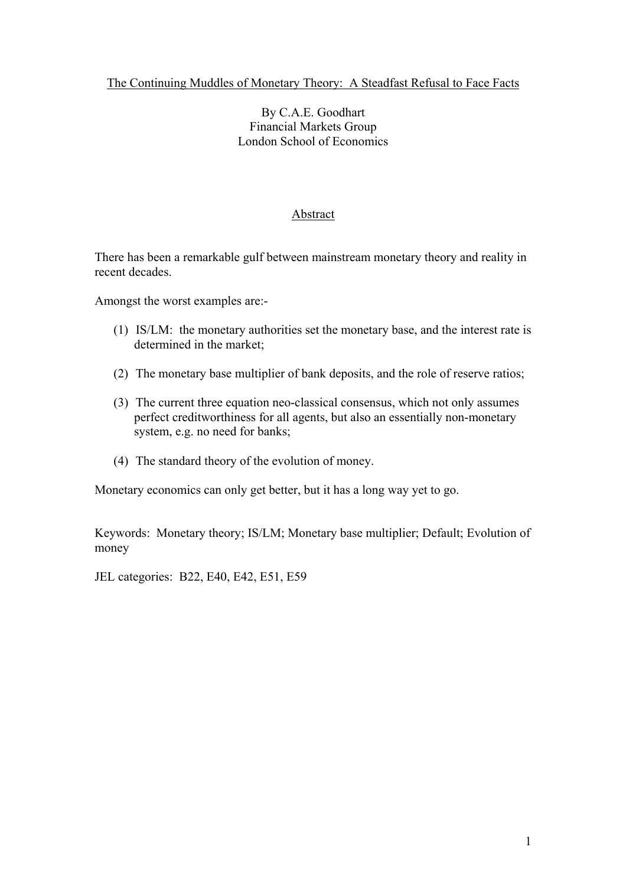# The Continuing Muddles of Monetary Theory: A Steadfast Refusal to Face Facts

By C.A.E. Goodhart
Financial Markets Group
London School of Economics

## Abstract

There has been a remarkable gulf between mainstream monetary theory and reality in recent decades.

Amongst the worst examples are:-

(1) IS/LM: the monetary authorities set the monetary base, and the interest rate is determined in the market;

(2) The monetary base multiplier of bank deposits, and the role of reserve ratios;

(3) The current three equation neo-classical consensus, which not only assumes perfect creditworthiness for all agents, but also an essentially non-monetary system, e.g. no need for banks;

(4) The standard theory of the evolution of money.

Monetary economics can only get better, but it has a long way yet to go.

Keywords: Monetary theory; IS/LM; Monetary base multiplier; Default; Evolution of money

JEL categories: B22, E40, E42, E51, E59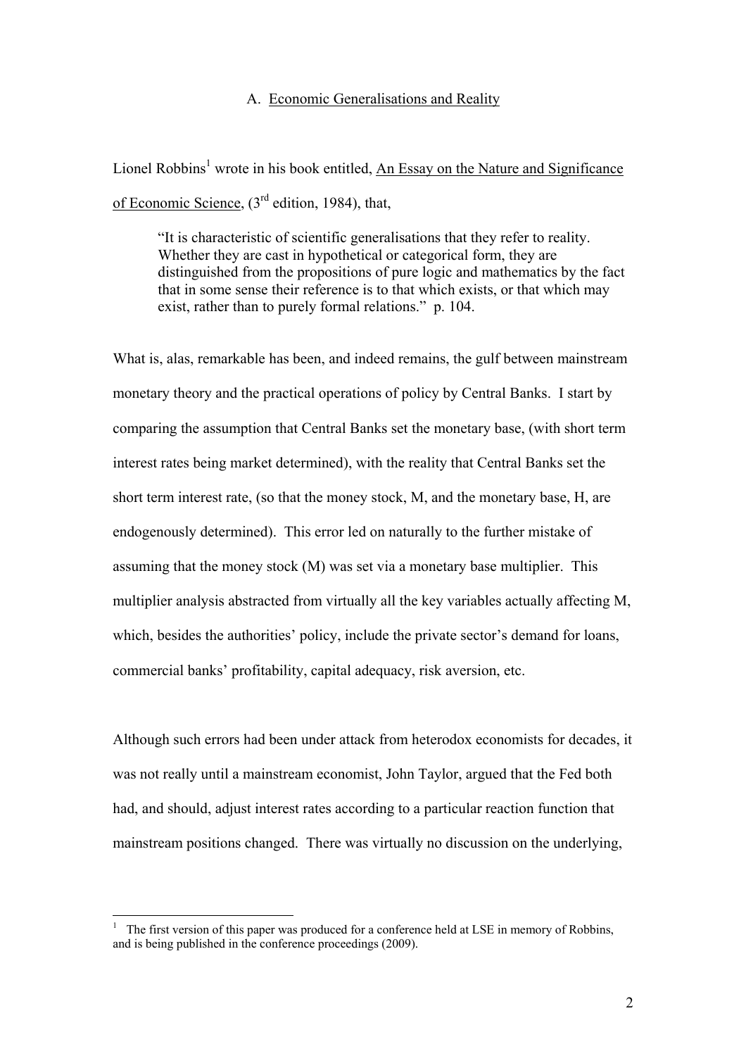## A. Economic Generalisations and Reality

Lionel Robbins[1] wrote in his book entitled, An Essay on the Nature and Significance of Economic Science, (3rd edition, 1984), that,

> "It is characteristic of scientific generalisations that they refer to reality. Whether they are cast in hypothetical or categorical form, they are distinguished from the propositions of pure logic and mathematics by the fact that in some sense their reference is to that which exists, or that which may exist, rather than to purely formal relations." p. 104.

What is, alas, remarkable has been, and indeed remains, the gulf between mainstream monetary theory and the practical operations of policy by Central Banks. I start by comparing the assumption that Central Banks set the monetary base, (with short term interest rates being market determined), with the reality that Central Banks set the short term interest rate, (so that the money stock, M, and the monetary base, H, are endogenously determined). This error led on naturally to the further mistake of assuming that the money stock (M) was set via a monetary base multiplier. This multiplier analysis abstracted from virtually all the key variables actually affecting M, which, besides the authorities' policy, include the private sector's demand for loans, commercial banks' profitability, capital adequacy, risk aversion, etc.

Although such errors had been under attack from heterodox economists for decades, it was not really until a mainstream economist, John Taylor, argued that the Fed both had, and should, adjust interest rates according to a particular reaction function that mainstream positions changed. There was virtually no discussion on the underlying,

[1] The first version of this paper was produced for a conference held at LSE in memory of Robbins, and is being published in the conference proceedings (2009).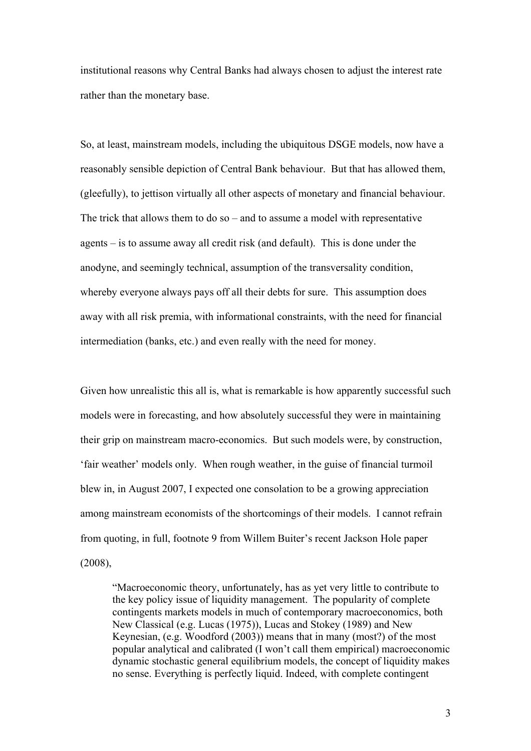institutional reasons why Central Banks had always chosen to adjust the interest rate rather than the monetary base.

So, at least, mainstream models, including the ubiquitous DSGE models, now have a reasonably sensible depiction of Central Bank behaviour. But that has allowed them, (gleefully), to jettison virtually all other aspects of monetary and financial behaviour. The trick that allows them to do so – and to assume a model with representative agents – is to assume away all credit risk (and default). This is done under the anodyne, and seemingly technical, assumption of the transversality condition, whereby everyone always pays off all their debts for sure. This assumption does away with all risk premia, with informational constraints, with the need for financial intermediation (banks, etc.) and even really with the need for money.

Given how unrealistic this all is, what is remarkable is how apparently successful such models were in forecasting, and how absolutely successful they were in maintaining their grip on mainstream macro-economics. But such models were, by construction, 'fair weather' models only. When rough weather, in the guise of financial turmoil blew in, in August 2007, I expected one consolation to be a growing appreciation among mainstream economists of the shortcomings of their models. I cannot refrain from quoting, in full, footnote 9 from Willem Buiter's recent Jackson Hole paper (2008),

> "Macroeconomic theory, unfortunately, has as yet very little to contribute to the key policy issue of liquidity management. The popularity of complete contingents markets models in much of contemporary macroeconomics, both New Classical (e.g. Lucas (1975)), Lucas and Stokey (1989) and New Keynesian, (e.g. Woodford (2003)) means that in many (most?) of the most popular analytical and calibrated (I won't call them empirical) macroeconomic dynamic stochastic general equilibrium models, the concept of liquidity makes no sense. Everything is perfectly liquid. Indeed, with complete contingent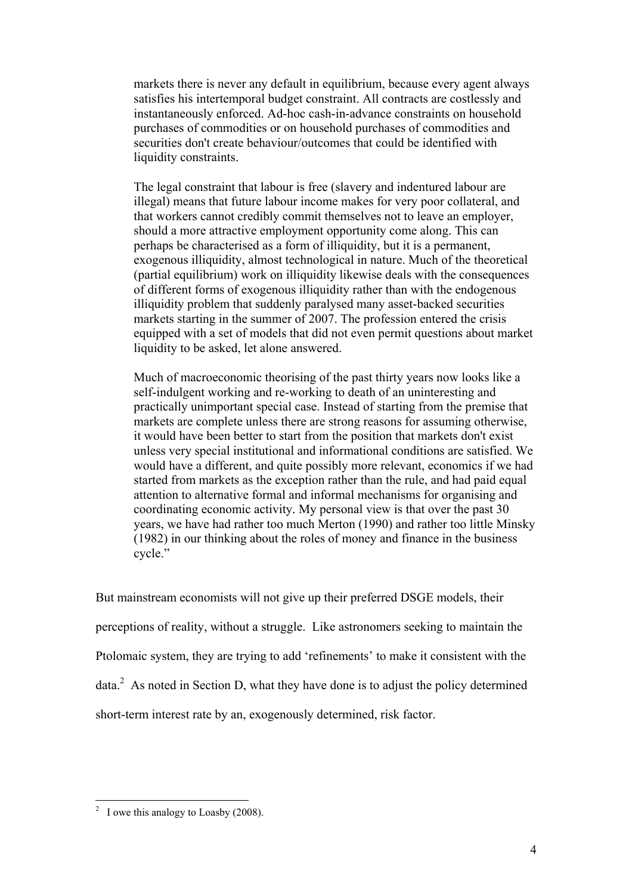> markets there is never any default in equilibrium, because every agent always satisfies his intertemporal budget constraint. All contracts are costlessly and instantaneously enforced. Ad-hoc cash-in-advance constraints on household purchases of commodities or on household purchases of commodities and securities don't create behaviour/outcomes that could be identified with liquidity constraints.
>
> The legal constraint that labour is free (slavery and indentured labour are illegal) means that future labour income makes for very poor collateral, and that workers cannot credibly commit themselves not to leave an employer, should a more attractive employment opportunity come along. This can perhaps be characterised as a form of illiquidity, but it is a permanent, exogenous illiquidity, almost technological in nature. Much of the theoretical (partial equilibrium) work on illiquidity likewise deals with the consequences of different forms of exogenous illiquidity rather than with the endogenous illiquidity problem that suddenly paralysed many asset-backed securities markets starting in the summer of 2007. The profession entered the crisis equipped with a set of models that did not even permit questions about market liquidity to be asked, let alone answered.
>
> Much of macroeconomic theorising of the past thirty years now looks like a self-indulgent working and re-working to death of an uninteresting and practically unimportant special case. Instead of starting from the premise that markets are complete unless there are strong reasons for assuming otherwise, it would have been better to start from the position that markets don't exist unless very special institutional and informational conditions are satisfied. We would have a different, and quite possibly more relevant, economics if we had started from markets as the exception rather than the rule, and had paid equal attention to alternative formal and informal mechanisms for organising and coordinating economic activity. My personal view is that over the past 30 years, we have had rather too much Merton (1990) and rather too little Minsky (1982) in our thinking about the roles of money and finance in the business cycle."

But mainstream economists will not give up their preferred DSGE models, their perceptions of reality, without a struggle. Like astronomers seeking to maintain the Ptolomaic system, they are trying to add 'refinements' to make it consistent with the data.[2] As noted in Section D, what they have done is to adjust the policy determined short-term interest rate by an, exogenously determined, risk factor.

[2] I owe this analogy to Loasby (2008).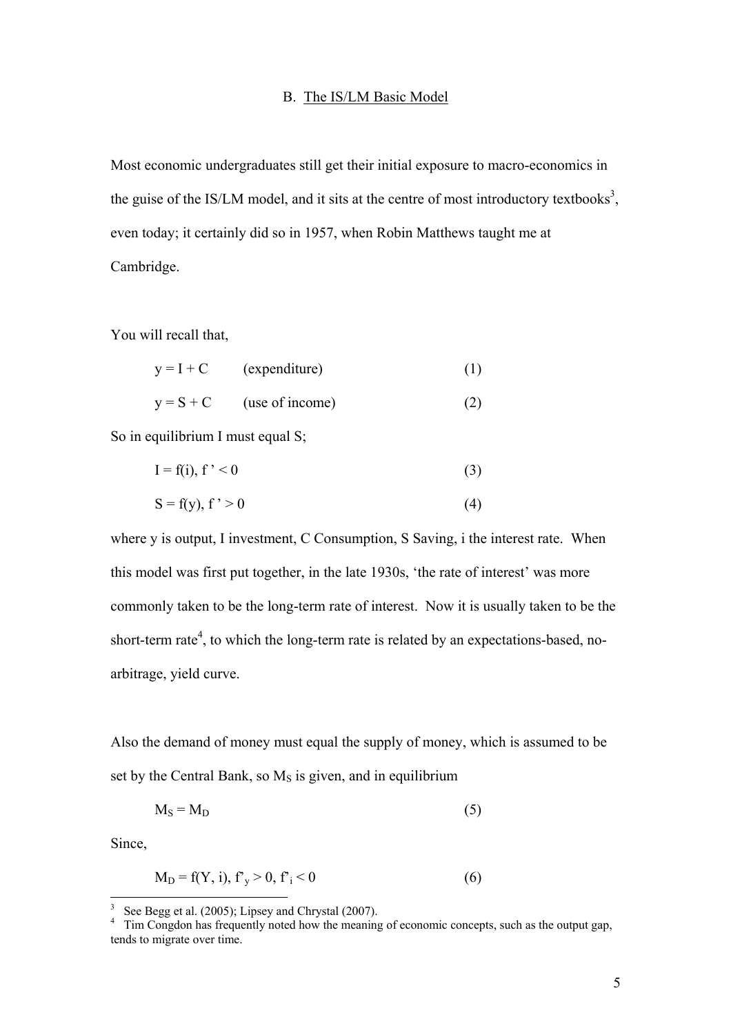## B. The IS/LM Basic Model

Most economic undergraduates still get their initial exposure to macro-economics in the guise of the IS/LM model, and it sits at the centre of most introductory textbooks[3], even today; it certainly did so in 1957, when Robin Matthews taught me at Cambridge.

You will recall that,

$$y = I + C \qquad \text{(expenditure)} \qquad (1)$$

$$y = S + C \qquad \text{(use of income)} \qquad (2)$$

So in equilibrium I must equal S;

$$I = f(i),\ f' < 0 \qquad (3)$$

$$S = f(y),\ f' > 0 \qquad (4)$$

where y is output, I investment, C Consumption, S Saving, i the interest rate. When this model was first put together, in the late 1930s, 'the rate of interest' was more commonly taken to be the long-term rate of interest. Now it is usually taken to be the short-term rate[4], to which the long-term rate is related by an expectations-based, no-arbitrage, yield curve.

Also the demand of money must equal the supply of money, which is assumed to be set by the Central Bank, so $M_S$ is given, and in equilibrium

$$M_S = M_D \qquad (5)$$

Since,

$$M_D = f(Y, i),\ f'_y > 0,\ f'_i < 0 \qquad (6)$$

---

[3] See Begg et al. (2005); Lipsey and Chrystal (2007).

[4] Tim Congdon has frequently noted how the meaning of economic concepts, such as the output gap, tends to migrate over time.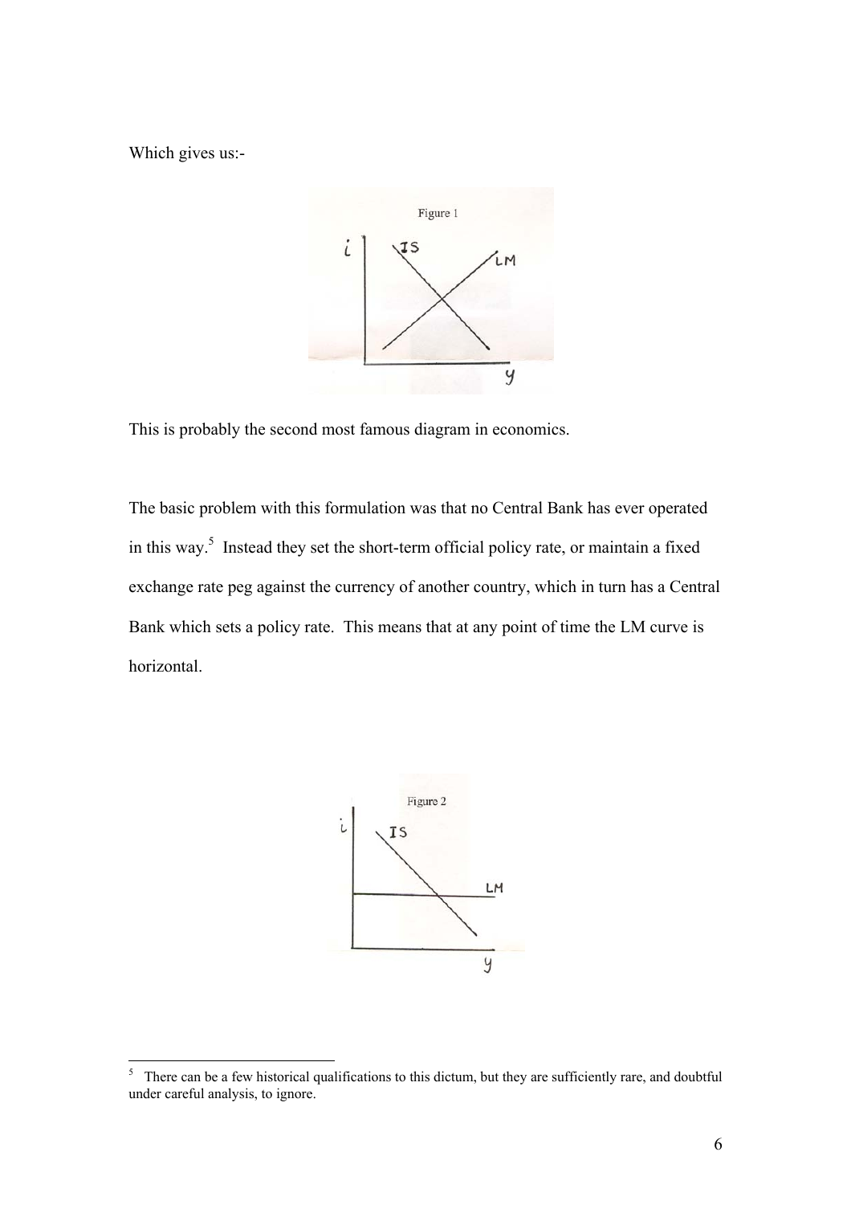Which gives us:-

Figure 1

This is probably the second most famous diagram in economics.

The basic problem with this formulation was that no Central Bank has ever operated in this way.[5] Instead they set the short-term official policy rate, or maintain a fixed exchange rate peg against the currency of another country, which in turn has a Central Bank which sets a policy rate. This means that at any point of time the LM curve is horizontal.

Figure 2

[5] There can be a few historical qualifications to this dictum, but they are sufficiently rare, and doubtful under careful analysis, to ignore.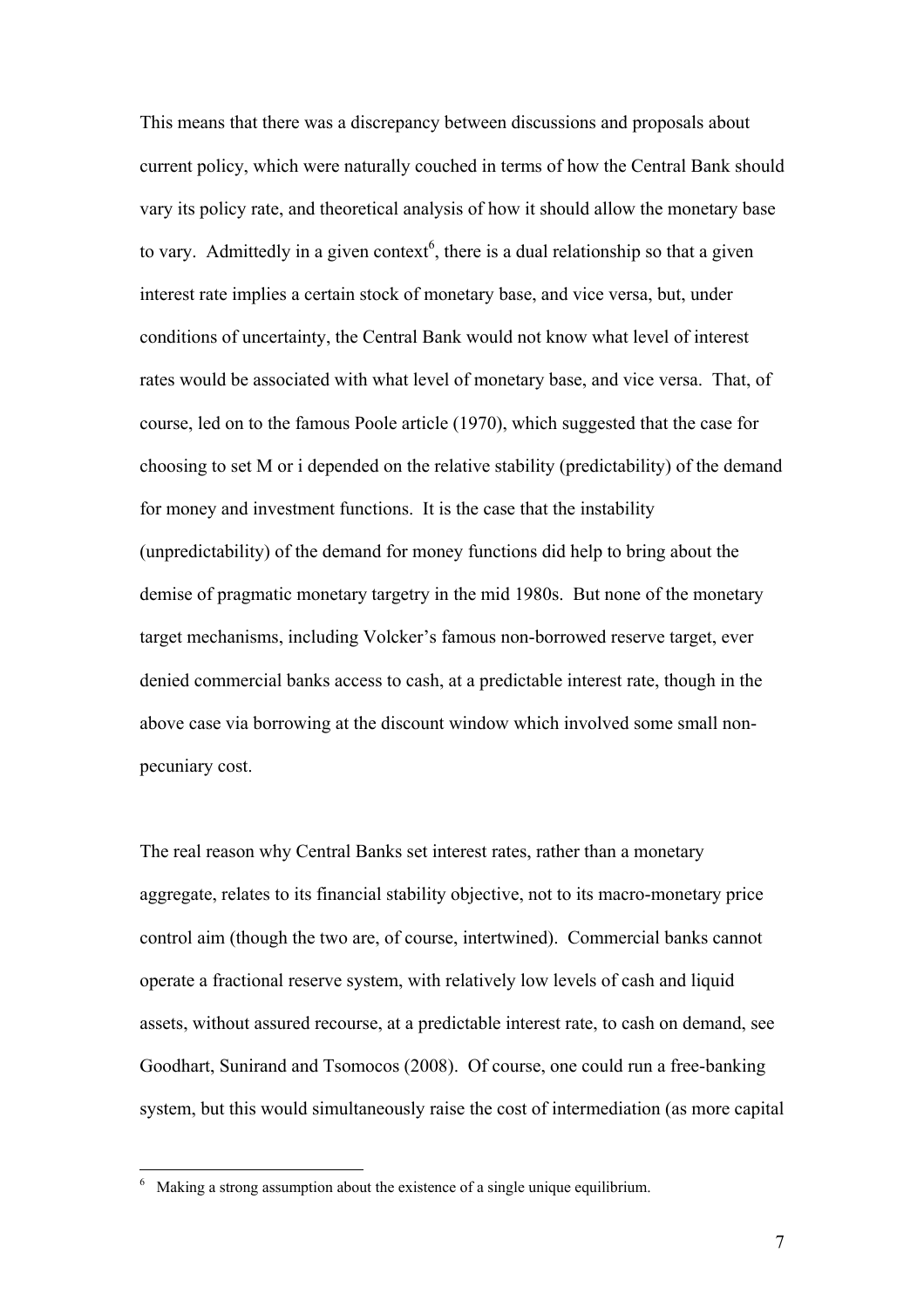This means that there was a discrepancy between discussions and proposals about current policy, which were naturally couched in terms of how the Central Bank should vary its policy rate, and theoretical analysis of how it should allow the monetary base to vary. Admittedly in a given context[6], there is a dual relationship so that a given interest rate implies a certain stock of monetary base, and vice versa, but, under conditions of uncertainty, the Central Bank would not know what level of interest rates would be associated with what level of monetary base, and vice versa. That, of course, led on to the famous Poole article (1970), which suggested that the case for choosing to set M or i depended on the relative stability (predictability) of the demand for money and investment functions. It is the case that the instability (unpredictability) of the demand for money functions did help to bring about the demise of pragmatic monetary targetry in the mid 1980s. But none of the monetary target mechanisms, including Volcker's famous non-borrowed reserve target, ever denied commercial banks access to cash, at a predictable interest rate, though in the above case via borrowing at the discount window which involved some small non-pecuniary cost.

The real reason why Central Banks set interest rates, rather than a monetary aggregate, relates to its financial stability objective, not to its macro-monetary price control aim (though the two are, of course, intertwined). Commercial banks cannot operate a fractional reserve system, with relatively low levels of cash and liquid assets, without assured recourse, at a predictable interest rate, to cash on demand, see Goodhart, Sunirand and Tsomocos (2008). Of course, one could run a free-banking system, but this would simultaneously raise the cost of intermediation (as more capital

[6] Making a strong assumption about the existence of a single unique equilibrium.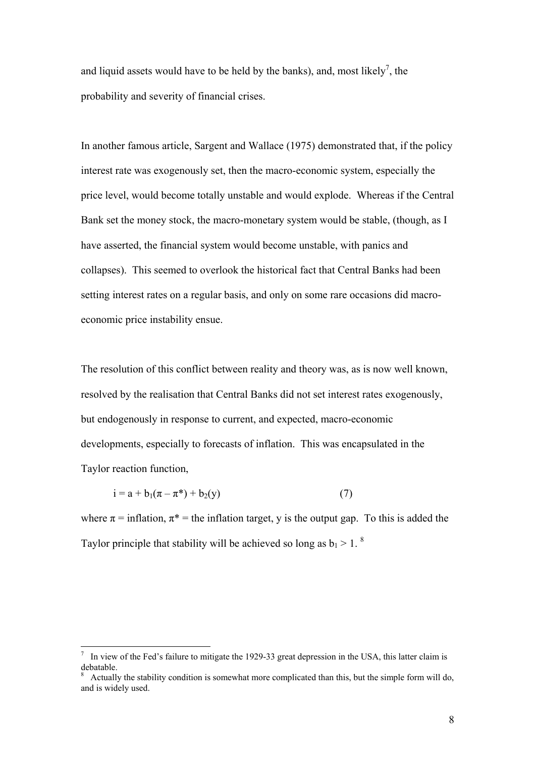and liquid assets would have to be held by the banks), and, most likely[7], the probability and severity of financial crises.

In another famous article, Sargent and Wallace (1975) demonstrated that, if the policy interest rate was exogenously set, then the macro-economic system, especially the price level, would become totally unstable and would explode. Whereas if the Central Bank set the money stock, the macro-monetary system would be stable, (though, as I have asserted, the financial system would become unstable, with panics and collapses). This seemed to overlook the historical fact that Central Banks had been setting interest rates on a regular basis, and only on some rare occasions did macro-economic price instability ensue.

The resolution of this conflict between reality and theory was, as is now well known, resolved by the realisation that Central Banks did not set interest rates exogenously, but endogenously in response to current, and expected, macro-economic developments, especially to forecasts of inflation. This was encapsulated in the Taylor reaction function,

$$i = a + b_1(\pi - \pi^*) + b_2(y) \qquad (7)$$

where $\pi$ = inflation, $\pi^*$ = the inflation target, y is the output gap. To this is added the Taylor principle that stability will be achieved so long as $b_1 > 1$. [8]

---

[7] In view of the Fed's failure to mitigate the 1929-33 great depression in the USA, this latter claim is debatable.

[8] Actually the stability condition is somewhat more complicated than this, but the simple form will do, and is widely used.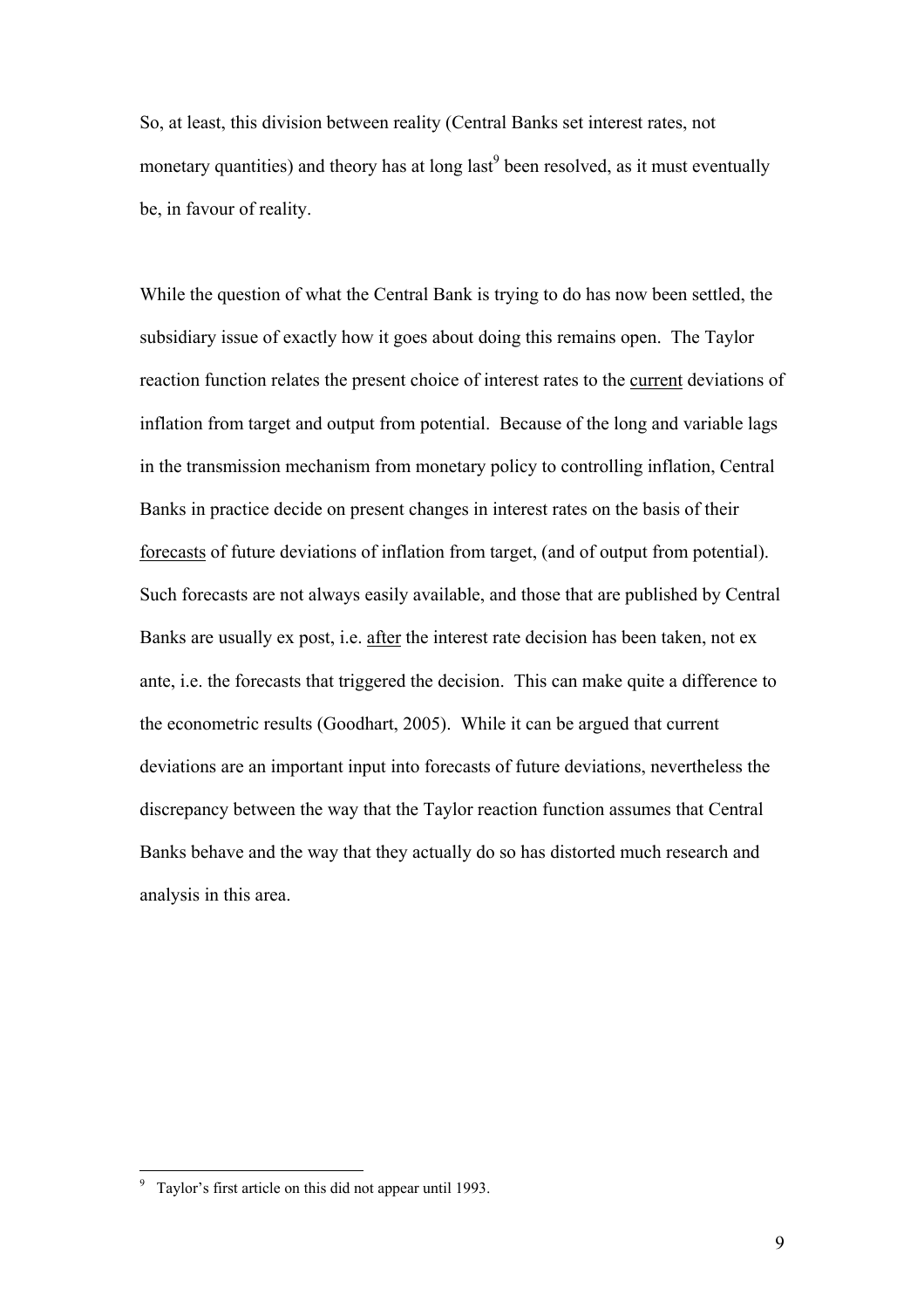So, at least, this division between reality (Central Banks set interest rates, not monetary quantities) and theory has at long last[9] been resolved, as it must eventually be, in favour of reality.

While the question of what the Central Bank is trying to do has now been settled, the subsidiary issue of exactly how it goes about doing this remains open. The Taylor reaction function relates the present choice of interest rates to the <u>current</u> deviations of inflation from target and output from potential. Because of the long and variable lags in the transmission mechanism from monetary policy to controlling inflation, Central Banks in practice decide on present changes in interest rates on the basis of their <u>forecasts</u> of future deviations of inflation from target, (and of output from potential). Such forecasts are not always easily available, and those that are published by Central Banks are usually ex post, i.e. <u>after</u> the interest rate decision has been taken, not ex ante, i.e. the forecasts that triggered the decision. This can make quite a difference to the econometric results (Goodhart, 2005). While it can be argued that current deviations are an important input into forecasts of future deviations, nevertheless the discrepancy between the way that the Taylor reaction function assumes that Central Banks behave and the way that they actually do so has distorted much research and analysis in this area.

---

[9] Taylor's first article on this did not appear until 1993.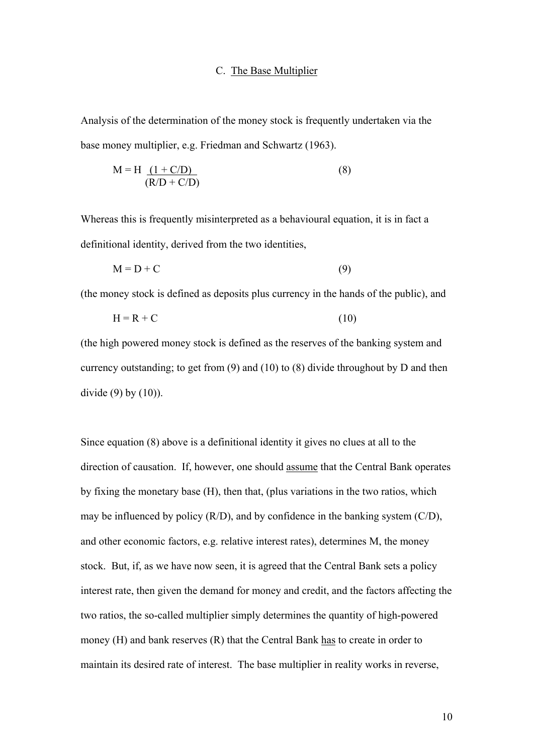### C. The Base Multiplier

Analysis of the determination of the money stock is frequently undertaken via the base money multiplier, e.g. Friedman and Schwartz (1963).

$$M = H \frac{(1 + C/D)}{(R/D + C/D)} \tag{8}$$

Whereas this is frequently misinterpreted as a behavioural equation, it is in fact a definitional identity, derived from the two identities,

$$M = D + C \tag{9}$$

(the money stock is defined as deposits plus currency in the hands of the public), and

$$H = R + C \tag{10}$$

(the high powered money stock is defined as the reserves of the banking system and currency outstanding; to get from (9) and (10) to (8) divide throughout by D and then divide (9) by (10)).

Since equation (8) above is a definitional identity it gives no clues at all to the direction of causation. If, however, one should assume that the Central Bank operates by fixing the monetary base (H), then that, (plus variations in the two ratios, which may be influenced by policy (R/D), and by confidence in the banking system (C/D), and other economic factors, e.g. relative interest rates), determines M, the money stock. But, if, as we have now seen, it is agreed that the Central Bank sets a policy interest rate, then given the demand for money and credit, and the factors affecting the two ratios, the so-called multiplier simply determines the quantity of high-powered money (H) and bank reserves (R) that the Central Bank has to create in order to maintain its desired rate of interest. The base multiplier in reality works in reverse,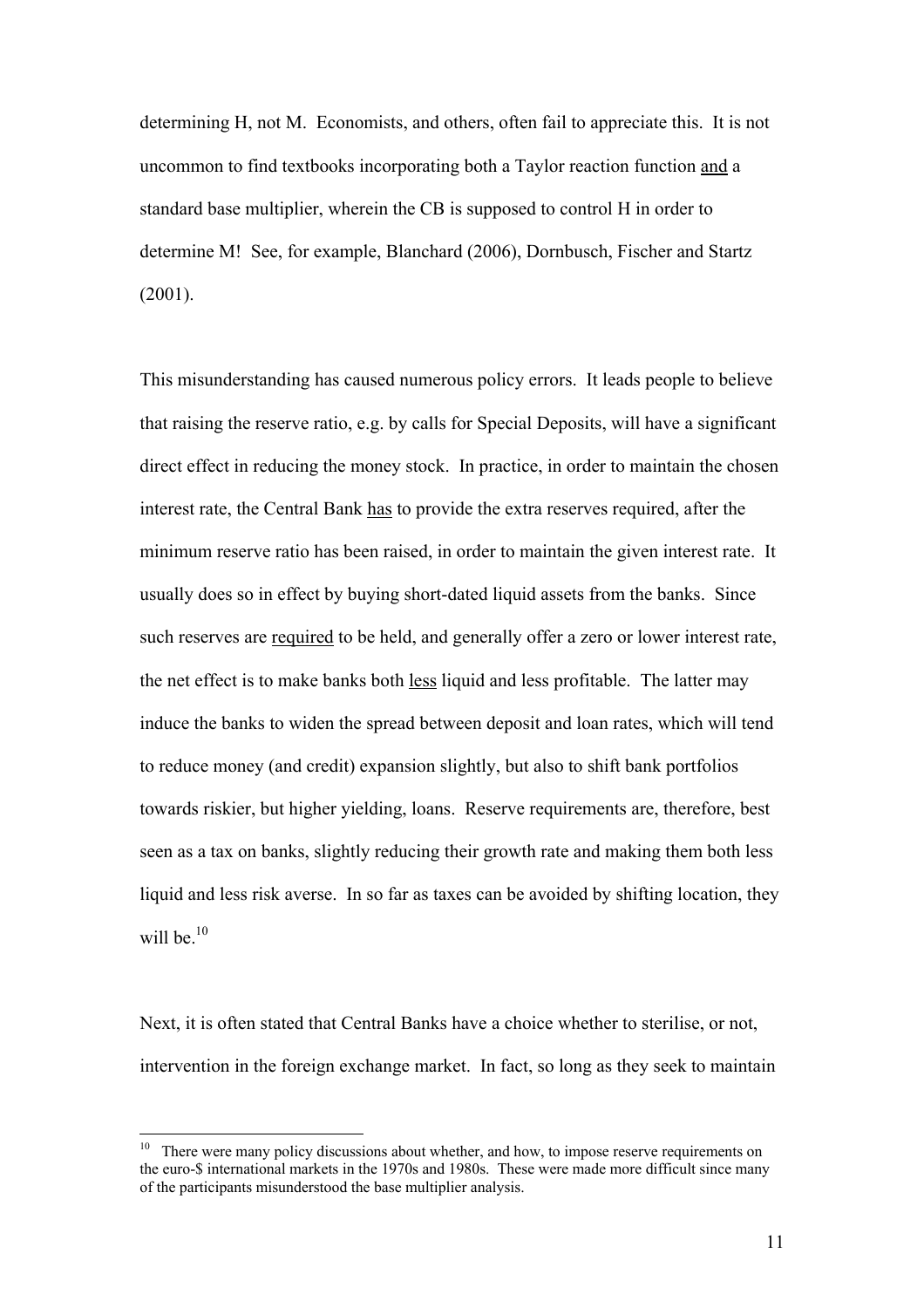determining H, not M. Economists, and others, often fail to appreciate this. It is not uncommon to find textbooks incorporating both a Taylor reaction function <u>and</u> a standard base multiplier, wherein the CB is supposed to control H in order to determine M! See, for example, Blanchard (2006), Dornbusch, Fischer and Startz (2001).

This misunderstanding has caused numerous policy errors. It leads people to believe that raising the reserve ratio, e.g. by calls for Special Deposits, will have a significant direct effect in reducing the money stock. In practice, in order to maintain the chosen interest rate, the Central Bank <u>has</u> to provide the extra reserves required, after the minimum reserve ratio has been raised, in order to maintain the given interest rate. It usually does so in effect by buying short-dated liquid assets from the banks. Since such reserves are <u>required</u> to be held, and generally offer a zero or lower interest rate, the net effect is to make banks both <u>less</u> liquid and less profitable. The latter may induce the banks to widen the spread between deposit and loan rates, which will tend to reduce money (and credit) expansion slightly, but also to shift bank portfolios towards riskier, but higher yielding, loans. Reserve requirements are, therefore, best seen as a tax on banks, slightly reducing their growth rate and making them both less liquid and less risk averse. In so far as taxes can be avoided by shifting location, they will be.[10]

Next, it is often stated that Central Banks have a choice whether to sterilise, or not, intervention in the foreign exchange market. In fact, so long as they seek to maintain

---

[10] There were many policy discussions about whether, and how, to impose reserve requirements on the euro-$ international markets in the 1970s and 1980s. These were made more difficult since many of the participants misunderstood the base multiplier analysis.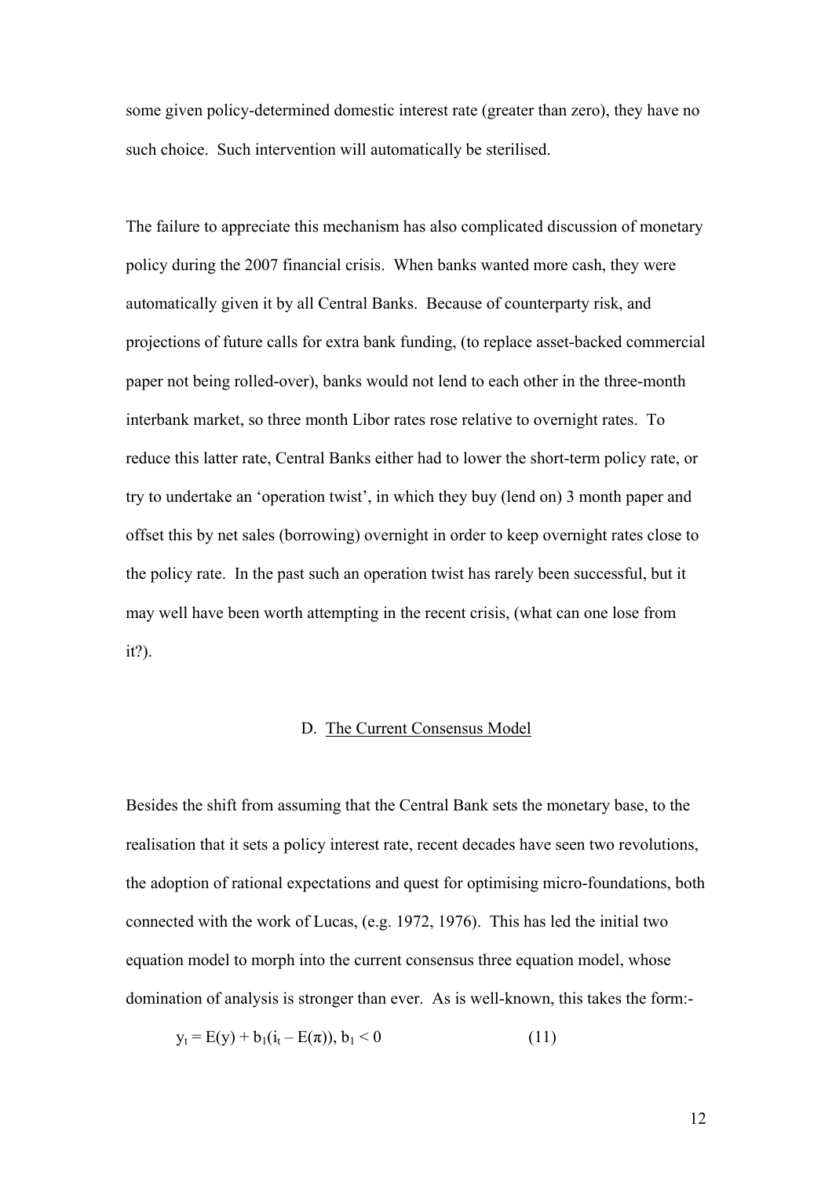some given policy-determined domestic interest rate (greater than zero), they have no such choice. Such intervention will automatically be sterilised.

The failure to appreciate this mechanism has also complicated discussion of monetary policy during the 2007 financial crisis. When banks wanted more cash, they were automatically given it by all Central Banks. Because of counterparty risk, and projections of future calls for extra bank funding, (to replace asset-backed commercial paper not being rolled-over), banks would not lend to each other in the three-month interbank market, so three month Libor rates rose relative to overnight rates. To reduce this latter rate, Central Banks either had to lower the short-term policy rate, or try to undertake an 'operation twist', in which they buy (lend on) 3 month paper and offset this by net sales (borrowing) overnight in order to keep overnight rates close to the policy rate. In the past such an operation twist has rarely been successful, but it may well have been worth attempting in the recent crisis, (what can one lose from it?).

## D. The Current Consensus Model

Besides the shift from assuming that the Central Bank sets the monetary base, to the realisation that it sets a policy interest rate, recent decades have seen two revolutions, the adoption of rational expectations and quest for optimising micro-foundations, both connected with the work of Lucas, (e.g. 1972, 1976). This has led the initial two equation model to morph into the current consensus three equation model, whose domination of analysis is stronger than ever. As is well-known, this takes the form:-

$$y_t = E(y) + b_1(i_t - E(\pi)),\ b_1 < 0 \qquad (11)$$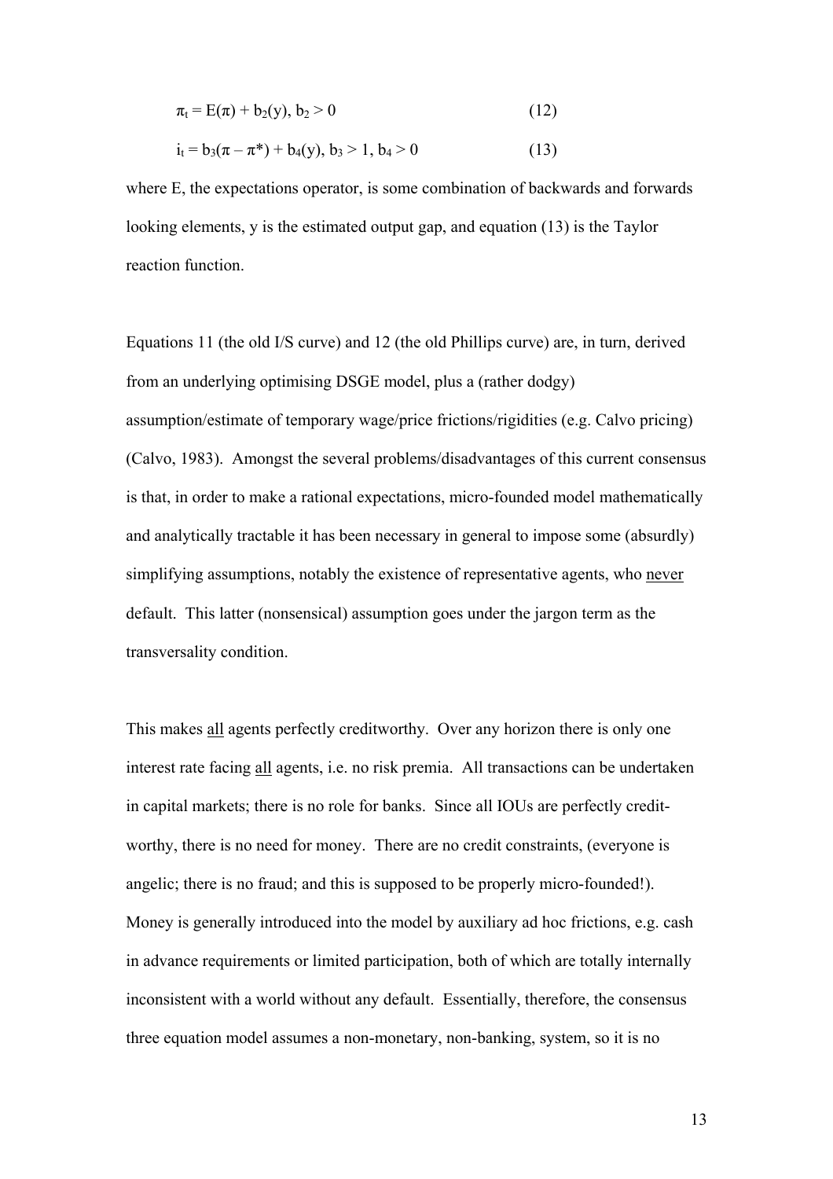$$\pi_t = E(\pi) + b_2(y),\ b_2 > 0 \qquad (12)$$

$$i_t = b_3(\pi - \pi^*) + b_4(y),\ b_3 > 1,\ b_4 > 0 \qquad (13)$$

where E, the expectations operator, is some combination of backwards and forwards looking elements, y is the estimated output gap, and equation (13) is the Taylor reaction function.

Equations 11 (the old I/S curve) and 12 (the old Phillips curve) are, in turn, derived from an underlying optimising DSGE model, plus a (rather dodgy) assumption/estimate of temporary wage/price frictions/rigidities (e.g. Calvo pricing) (Calvo, 1983). Amongst the several problems/disadvantages of this current consensus is that, in order to make a rational expectations, micro-founded model mathematically and analytically tractable it has been necessary in general to impose some (absurdly) simplifying assumptions, notably the existence of representative agents, who <u>never</u> default. This latter (nonsensical) assumption goes under the jargon term as the transversality condition.

This makes <u>all</u> agents perfectly creditworthy. Over any horizon there is only one interest rate facing <u>all</u> agents, i.e. no risk premia. All transactions can be undertaken in capital markets; there is no role for banks. Since all IOUs are perfectly credit-worthy, there is no need for money. There are no credit constraints, (everyone is angelic; there is no fraud; and this is supposed to be properly micro-founded!). Money is generally introduced into the model by auxiliary ad hoc frictions, e.g. cash in advance requirements or limited participation, both of which are totally internally inconsistent with a world without any default. Essentially, therefore, the consensus three equation model assumes a non-monetary, non-banking, system, so it is no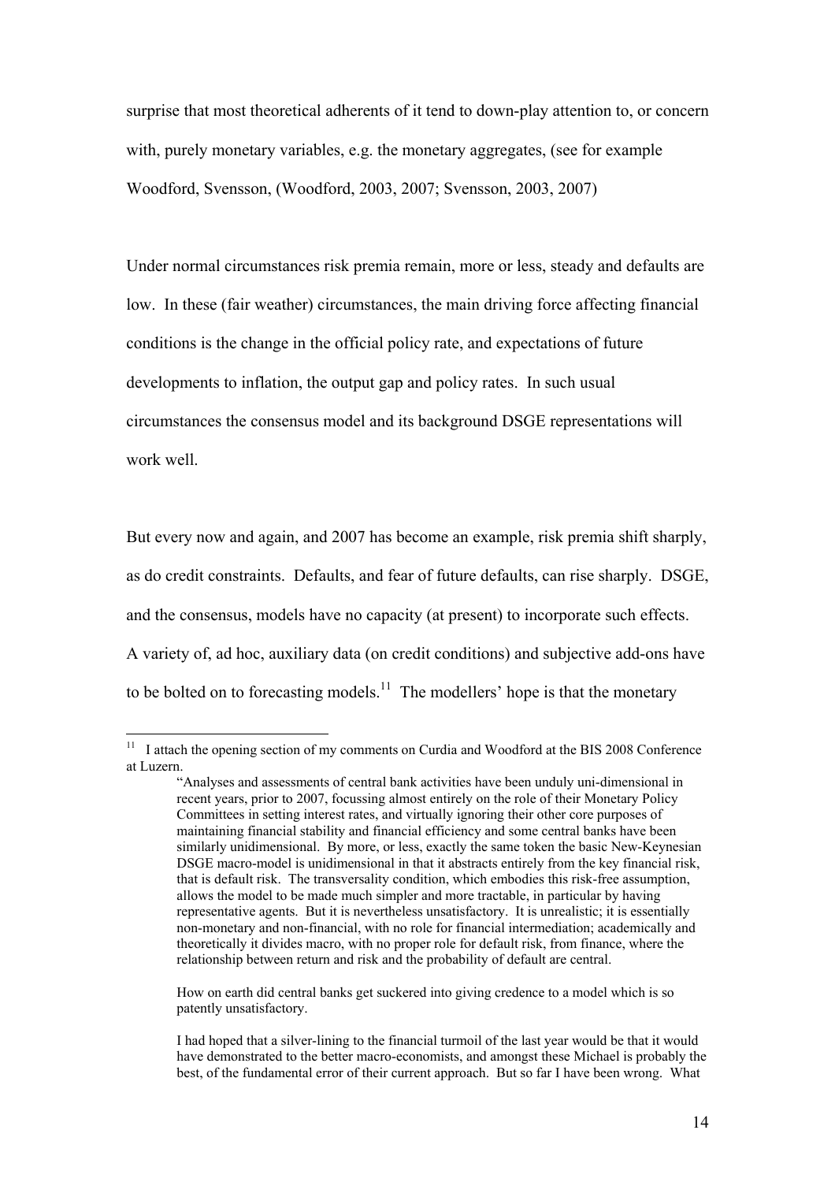surprise that most theoretical adherents of it tend to down-play attention to, or concern with, purely monetary variables, e.g. the monetary aggregates, (see for example Woodford, Svensson, (Woodford, 2003, 2007; Svensson, 2003, 2007)

Under normal circumstances risk premia remain, more or less, steady and defaults are low. In these (fair weather) circumstances, the main driving force affecting financial conditions is the change in the official policy rate, and expectations of future developments to inflation, the output gap and policy rates. In such usual circumstances the consensus model and its background DSGE representations will work well.

But every now and again, and 2007 has become an example, risk premia shift sharply, as do credit constraints. Defaults, and fear of future defaults, can rise sharply. DSGE, and the consensus, models have no capacity (at present) to incorporate such effects. A variety of, ad hoc, auxiliary data (on credit conditions) and subjective add-ons have to be bolted on to forecasting models.[11] The modellers' hope is that the monetary

---

[11] I attach the opening section of my comments on Curdia and Woodford at the BIS 2008 Conference at Luzern.

> "Analyses and assessments of central bank activities have been unduly uni-dimensional in recent years, prior to 2007, focussing almost entirely on the role of their Monetary Policy Committees in setting interest rates, and virtually ignoring their other core purposes of maintaining financial stability and financial efficiency and some central banks have been similarly unidimensional. By more, or less, exactly the same token the basic New-Keynesian DSGE macro-model is unidimensional in that it abstracts entirely from the key financial risk, that is default risk. The transversality condition, which embodies this risk-free assumption, allows the model to be made much simpler and more tractable, in particular by having representative agents. But it is nevertheless unsatisfactory. It is unrealistic; it is essentially non-monetary and non-financial, with no role for financial intermediation; academically and theoretically it divides macro, with no proper role for default risk, from finance, where the relationship between return and risk and the probability of default are central.
>
> How on earth did central banks get suckered into giving credence to a model which is so patently unsatisfactory.
>
> I had hoped that a silver-lining to the financial turmoil of the last year would be that it would have demonstrated to the better macro-economists, and amongst these Michael is probably the best, of the fundamental error of their current approach. But so far I have been wrong. What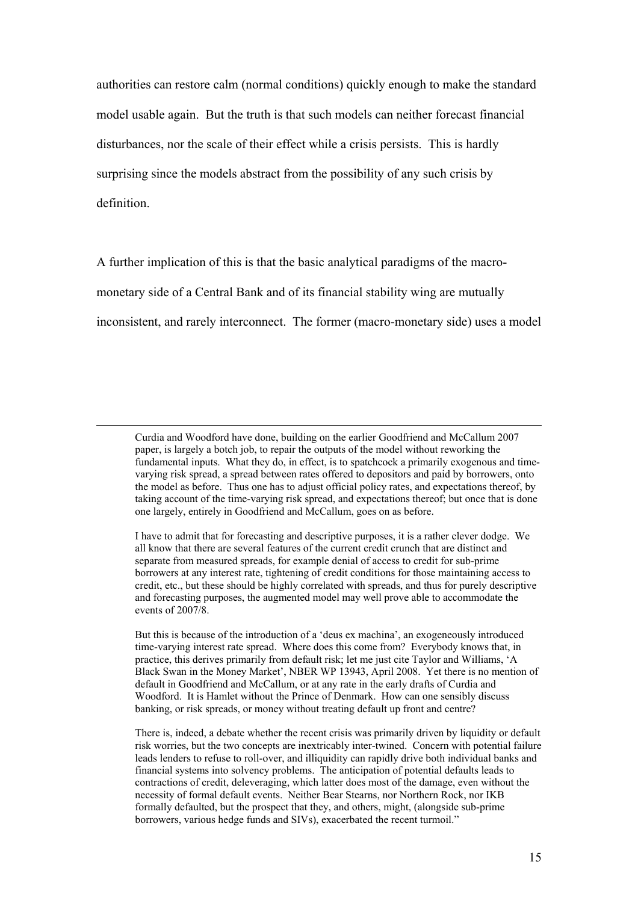authorities can restore calm (normal conditions) quickly enough to make the standard model usable again. But the truth is that such models can neither forecast financial disturbances, nor the scale of their effect while a crisis persists. This is hardly surprising since the models abstract from the possibility of any such crisis by definition.

A further implication of this is that the basic analytical paradigms of the macro-monetary side of a Central Bank and of its financial stability wing are mutually inconsistent, and rarely interconnect. The former (macro-monetary side) uses a model

---

Curdia and Woodford have done, building on the earlier Goodfriend and McCallum 2007 paper, is largely a botch job, to repair the outputs of the model without reworking the fundamental inputs. What they do, in effect, is to spatchcock a primarily exogenous and time-varying risk spread, a spread between rates offered to depositors and paid by borrowers, onto the model as before. Thus one has to adjust official policy rates, and expectations thereof, by taking account of the time-varying risk spread, and expectations thereof; but once that is done one largely, entirely in Goodfriend and McCallum, goes on as before.

I have to admit that for forecasting and descriptive purposes, it is a rather clever dodge. We all know that there are several features of the current credit crunch that are distinct and separate from measured spreads, for example denial of access to credit for sub-prime borrowers at any interest rate, tightening of credit conditions for those maintaining access to credit, etc., but these should be highly correlated with spreads, and thus for purely descriptive and forecasting purposes, the augmented model may well prove able to accommodate the events of 2007/8.

But this is because of the introduction of a 'deus ex machina', an exogeneously introduced time-varying interest rate spread. Where does this come from? Everybody knows that, in practice, this derives primarily from default risk; let me just cite Taylor and Williams, 'A Black Swan in the Money Market', NBER WP 13943, April 2008. Yet there is no mention of default in Goodfriend and McCallum, or at any rate in the early drafts of Curdia and Woodford. It is Hamlet without the Prince of Denmark. How can one sensibly discuss banking, or risk spreads, or money without treating default up front and centre?

There is, indeed, a debate whether the recent crisis was primarily driven by liquidity or default risk worries, but the two concepts are inextricably inter-twined. Concern with potential failure leads lenders to refuse to roll-over, and illiquidity can rapidly drive both individual banks and financial systems into solvency problems. The anticipation of potential defaults leads to contractions of credit, deleveraging, which latter does most of the damage, even without the necessity of formal default events. Neither Bear Stearns, nor Northern Rock, nor IKB formally defaulted, but the prospect that they, and others, might, (alongside sub-prime borrowers, various hedge funds and SIVs), exacerbated the recent turmoil."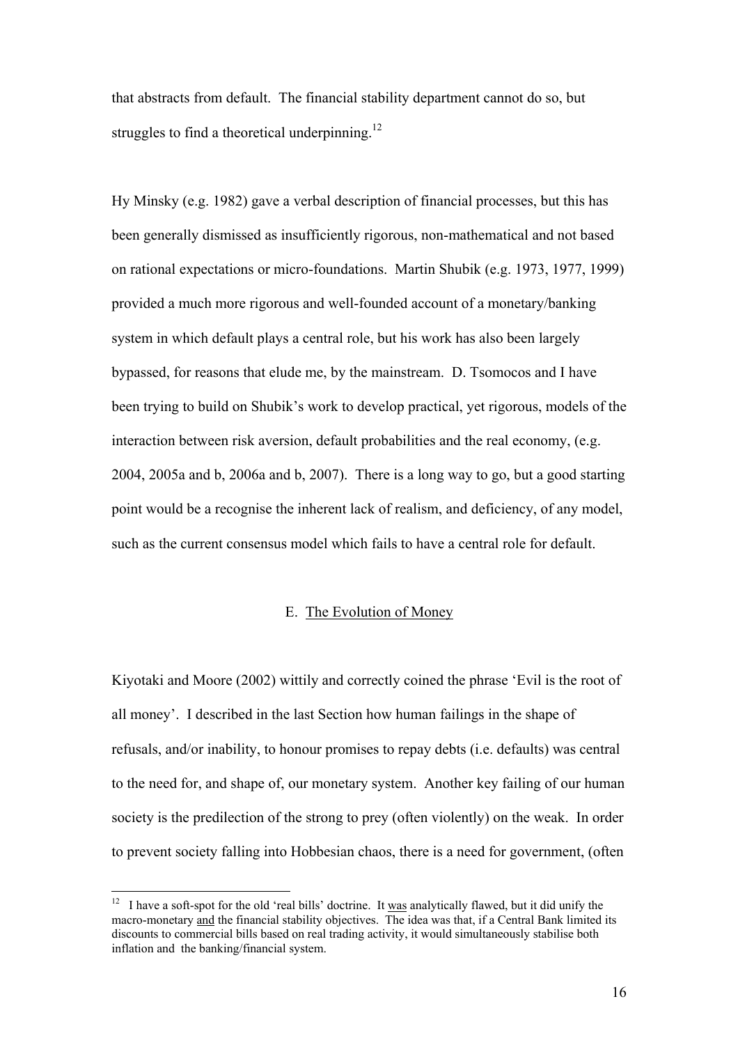that abstracts from default. The financial stability department cannot do so, but struggles to find a theoretical underpinning.[12]

Hy Minsky (e.g. 1982) gave a verbal description of financial processes, but this has been generally dismissed as insufficiently rigorous, non-mathematical and not based on rational expectations or micro-foundations. Martin Shubik (e.g. 1973, 1977, 1999) provided a much more rigorous and well-founded account of a monetary/banking system in which default plays a central role, but his work has also been largely bypassed, for reasons that elude me, by the mainstream. D. Tsomocos and I have been trying to build on Shubik's work to develop practical, yet rigorous, models of the interaction between risk aversion, default probabilities and the real economy, (e.g. 2004, 2005a and b, 2006a and b, 2007). There is a long way to go, but a good starting point would be a recognise the inherent lack of realism, and deficiency, of any model, such as the current consensus model which fails to have a central role for default.

## E. The Evolution of Money

Kiyotaki and Moore (2002) wittily and correctly coined the phrase 'Evil is the root of all money'. I described in the last Section how human failings in the shape of refusals, and/or inability, to honour promises to repay debts (i.e. defaults) was central to the need for, and shape of, our monetary system. Another key failing of our human society is the predilection of the strong to prey (often violently) on the weak. In order to prevent society falling into Hobbesian chaos, there is a need for government, (often

---

[12] I have a soft-spot for the old 'real bills' doctrine. It was analytically flawed, but it did unify the macro-monetary and the financial stability objectives. The idea was that, if a Central Bank limited its discounts to commercial bills based on real trading activity, it would simultaneously stabilise both inflation and the banking/financial system.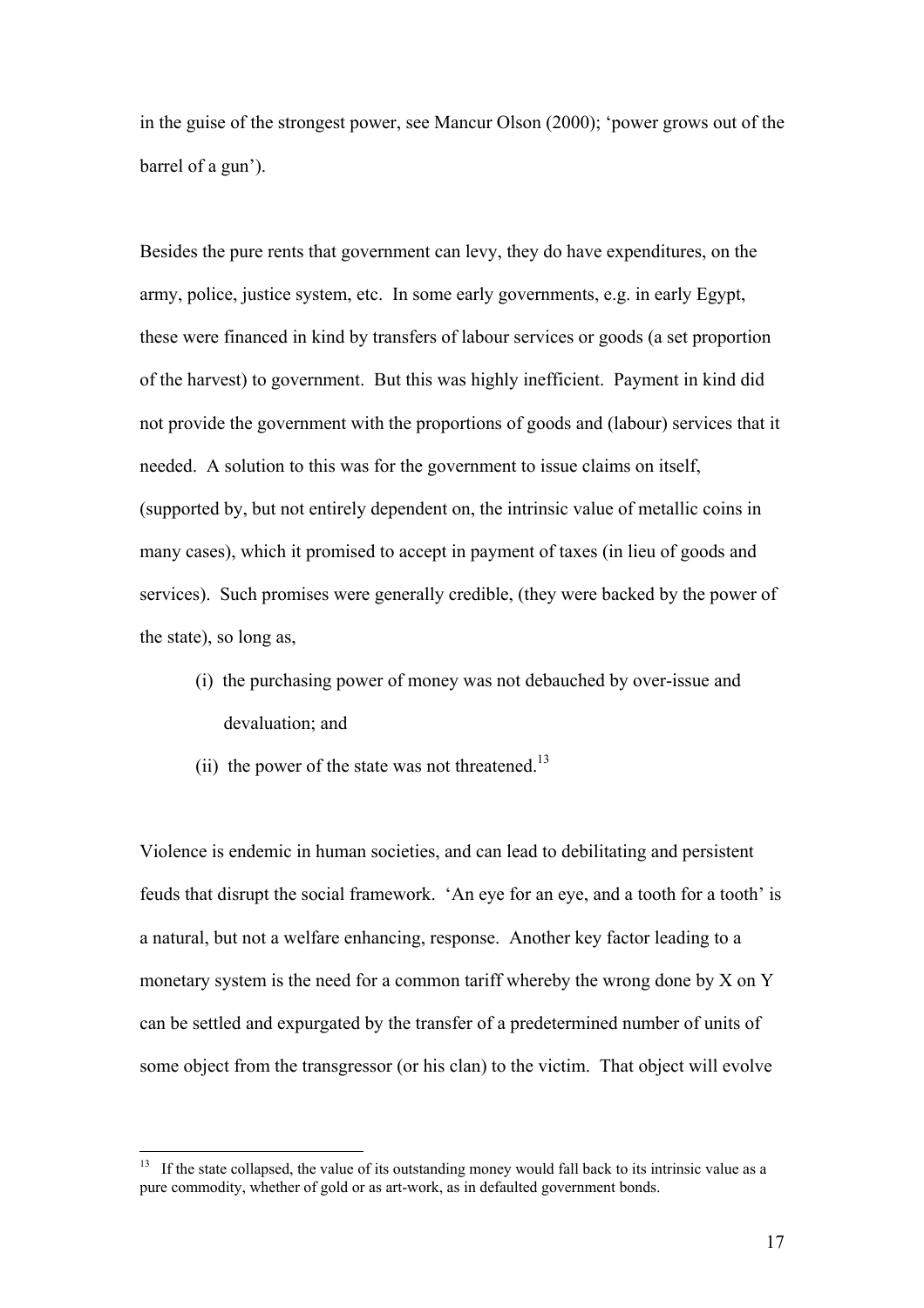in the guise of the strongest power, see Mancur Olson (2000); 'power grows out of the barrel of a gun').

Besides the pure rents that government can levy, they do have expenditures, on the army, police, justice system, etc. In some early governments, e.g. in early Egypt, these were financed in kind by transfers of labour services or goods (a set proportion of the harvest) to government. But this was highly inefficient. Payment in kind did not provide the government with the proportions of goods and (labour) services that it needed. A solution to this was for the government to issue claims on itself, (supported by, but not entirely dependent on, the intrinsic value of metallic coins in many cases), which it promised to accept in payment of taxes (in lieu of goods and services). Such promises were generally credible, (they were backed by the power of the state), so long as,

(i) the purchasing power of money was not debauched by over-issue and devaluation; and

(ii) the power of the state was not threatened.[13]

Violence is endemic in human societies, and can lead to debilitating and persistent feuds that disrupt the social framework. 'An eye for an eye, and a tooth for a tooth' is a natural, but not a welfare enhancing, response. Another key factor leading to a monetary system is the need for a common tariff whereby the wrong done by X on Y can be settled and expurgated by the transfer of a predetermined number of units of some object from the transgressor (or his clan) to the victim. That object will evolve

[13] If the state collapsed, the value of its outstanding money would fall back to its intrinsic value as a pure commodity, whether of gold or as art-work, as in defaulted government bonds.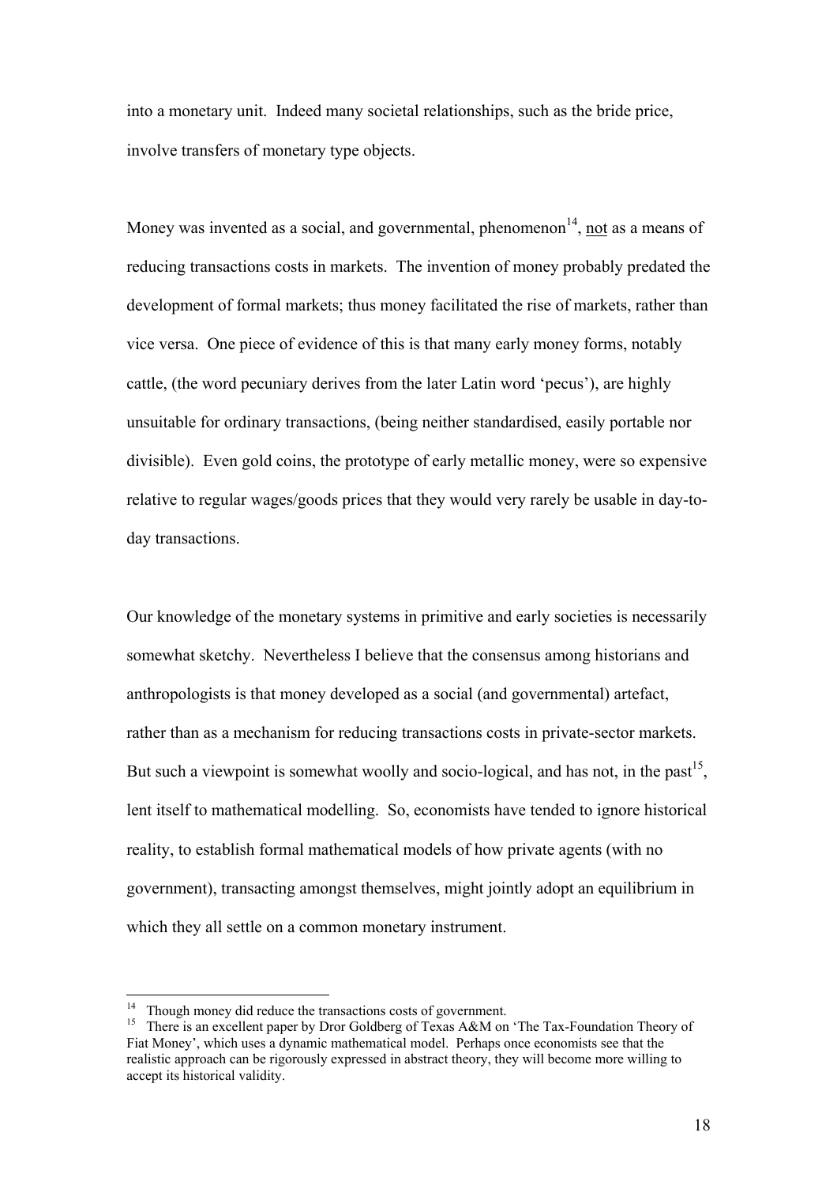into a monetary unit. Indeed many societal relationships, such as the bride price, involve transfers of monetary type objects.

Money was invented as a social, and governmental, phenomenon[14], <u>not</u> as a means of reducing transactions costs in markets. The invention of money probably predated the development of formal markets; thus money facilitated the rise of markets, rather than vice versa. One piece of evidence of this is that many early money forms, notably cattle, (the word pecuniary derives from the later Latin word 'pecus'), are highly unsuitable for ordinary transactions, (being neither standardised, easily portable nor divisible). Even gold coins, the prototype of early metallic money, were so expensive relative to regular wages/goods prices that they would very rarely be usable in day-to-day transactions.

Our knowledge of the monetary systems in primitive and early societies is necessarily somewhat sketchy. Nevertheless I believe that the consensus among historians and anthropologists is that money developed as a social (and governmental) artefact, rather than as a mechanism for reducing transactions costs in private-sector markets. But such a viewpoint is somewhat woolly and socio-logical, and has not, in the past[15], lent itself to mathematical modelling. So, economists have tended to ignore historical reality, to establish formal mathematical models of how private agents (with no government), transacting amongst themselves, might jointly adopt an equilibrium in which they all settle on a common monetary instrument.

---

[14] Though money did reduce the transactions costs of government.

[15] There is an excellent paper by Dror Goldberg of Texas A&M on 'The Tax-Foundation Theory of Fiat Money', which uses a dynamic mathematical model. Perhaps once economists see that the realistic approach can be rigorously expressed in abstract theory, they will become more willing to accept its historical validity.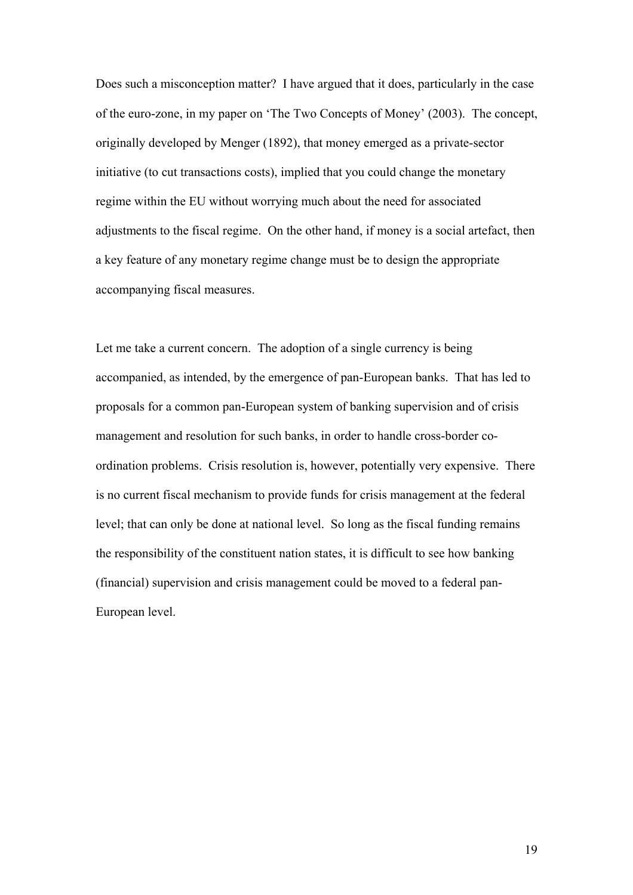Does such a misconception matter? I have argued that it does, particularly in the case of the euro-zone, in my paper on 'The Two Concepts of Money' (2003). The concept, originally developed by Menger (1892), that money emerged as a private-sector initiative (to cut transactions costs), implied that you could change the monetary regime within the EU without worrying much about the need for associated adjustments to the fiscal regime. On the other hand, if money is a social artefact, then a key feature of any monetary regime change must be to design the appropriate accompanying fiscal measures.

Let me take a current concern. The adoption of a single currency is being accompanied, as intended, by the emergence of pan-European banks. That has led to proposals for a common pan-European system of banking supervision and of crisis management and resolution for such banks, in order to handle cross-border co-ordination problems. Crisis resolution is, however, potentially very expensive. There is no current fiscal mechanism to provide funds for crisis management at the federal level; that can only be done at national level. So long as the fiscal funding remains the responsibility of the constituent nation states, it is difficult to see how banking (financial) supervision and crisis management could be moved to a federal pan-European level.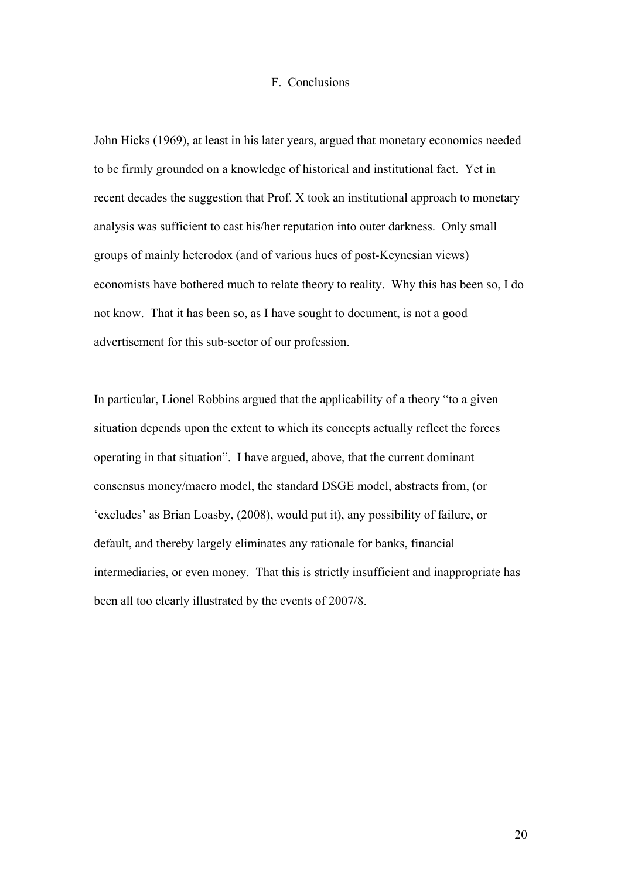## F. Conclusions

John Hicks (1969), at least in his later years, argued that monetary economics needed to be firmly grounded on a knowledge of historical and institutional fact. Yet in recent decades the suggestion that Prof. X took an institutional approach to monetary analysis was sufficient to cast his/her reputation into outer darkness. Only small groups of mainly heterodox (and of various hues of post-Keynesian views) economists have bothered much to relate theory to reality. Why this has been so, I do not know. That it has been so, as I have sought to document, is not a good advertisement for this sub-sector of our profession.

In particular, Lionel Robbins argued that the applicability of a theory "to a given situation depends upon the extent to which its concepts actually reflect the forces operating in that situation". I have argued, above, that the current dominant consensus money/macro model, the standard DSGE model, abstracts from, (or 'excludes' as Brian Loasby, (2008), would put it), any possibility of failure, or default, and thereby largely eliminates any rationale for banks, financial intermediaries, or even money. That this is strictly insufficient and inappropriate has been all too clearly illustrated by the events of 2007/8.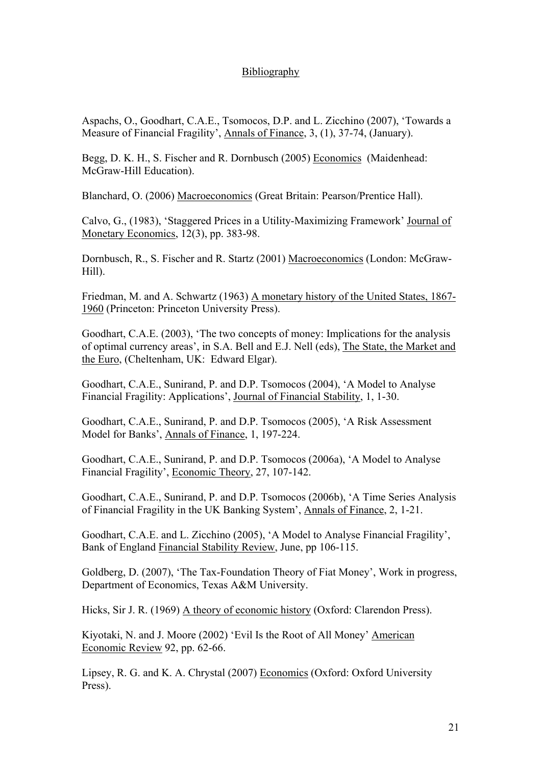# Bibliography

Aspachs, O., Goodhart, C.A.E., Tsomocos, D.P. and L. Zicchino (2007), 'Towards a Measure of Financial Fragility', Annals of Finance, 3, (1), 37-74, (January).

Begg, D. K. H., S. Fischer and R. Dornbusch (2005) Economics (Maidenhead: McGraw-Hill Education).

Blanchard, O. (2006) Macroeconomics (Great Britain: Pearson/Prentice Hall).

Calvo, G., (1983), 'Staggered Prices in a Utility-Maximizing Framework' Journal of Monetary Economics, 12(3), pp. 383-98.

Dornbusch, R., S. Fischer and R. Startz (2001) Macroeconomics (London: McGraw-Hill).

Friedman, M. and A. Schwartz (1963) A monetary history of the United States, 1867-1960 (Princeton: Princeton University Press).

Goodhart, C.A.E. (2003), 'The two concepts of money: Implications for the analysis of optimal currency areas', in S.A. Bell and E.J. Nell (eds), The State, the Market and the Euro, (Cheltenham, UK: Edward Elgar).

Goodhart, C.A.E., Sunirand, P. and D.P. Tsomocos (2004), 'A Model to Analyse Financial Fragility: Applications', Journal of Financial Stability, 1, 1-30.

Goodhart, C.A.E., Sunirand, P. and D.P. Tsomocos (2005), 'A Risk Assessment Model for Banks', Annals of Finance, 1, 197-224.

Goodhart, C.A.E., Sunirand, P. and D.P. Tsomocos (2006a), 'A Model to Analyse Financial Fragility', Economic Theory, 27, 107-142.

Goodhart, C.A.E., Sunirand, P. and D.P. Tsomocos (2006b), 'A Time Series Analysis of Financial Fragility in the UK Banking System', Annals of Finance, 2, 1-21.

Goodhart, C.A.E. and L. Zicchino (2005), 'A Model to Analyse Financial Fragility', Bank of England Financial Stability Review, June, pp 106-115.

Goldberg, D. (2007), 'The Tax-Foundation Theory of Fiat Money', Work in progress, Department of Economics, Texas A&M University.

Hicks, Sir J. R. (1969) A theory of economic history (Oxford: Clarendon Press).

Kiyotaki, N. and J. Moore (2002) 'Evil Is the Root of All Money' American Economic Review 92, pp. 62-66.

Lipsey, R. G. and K. A. Chrystal (2007) Economics (Oxford: Oxford University Press).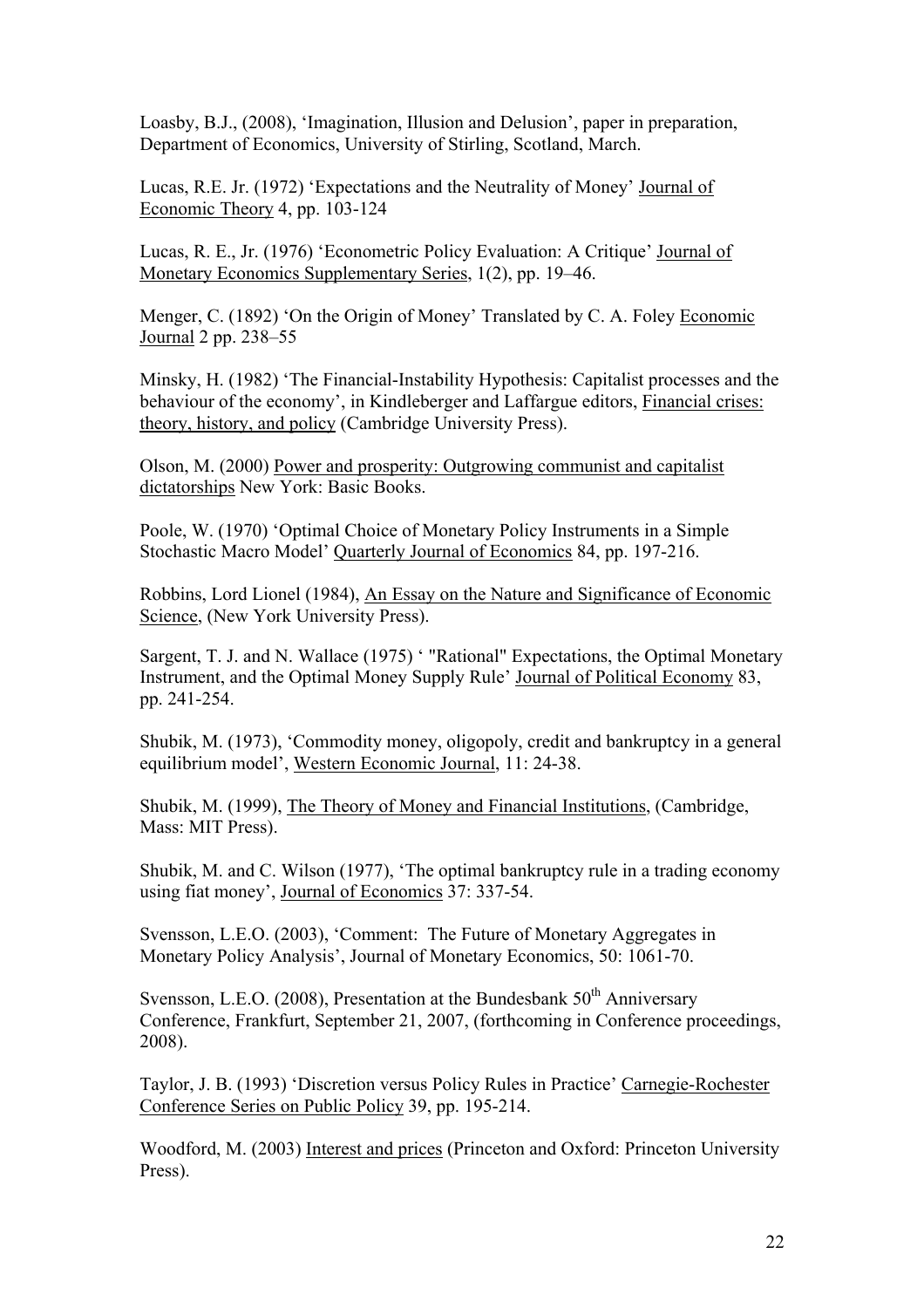Loasby, B.J., (2008), 'Imagination, Illusion and Delusion', paper in preparation, Department of Economics, University of Stirling, Scotland, March.

Lucas, R.E. Jr. (1972) 'Expectations and the Neutrality of Money' Journal of Economic Theory 4, pp. 103-124

Lucas, R. E., Jr. (1976) 'Econometric Policy Evaluation: A Critique' Journal of Monetary Economics Supplementary Series, 1(2), pp. 19–46.

Menger, C. (1892) 'On the Origin of Money' Translated by C. A. Foley Economic Journal 2 pp. 238–55

Minsky, H. (1982) 'The Financial-Instability Hypothesis: Capitalist processes and the behaviour of the economy', in Kindleberger and Laffargue editors, Financial crises: theory, history, and policy (Cambridge University Press).

Olson, M. (2000) Power and prosperity: Outgrowing communist and capitalist dictatorships New York: Basic Books.

Poole, W. (1970) 'Optimal Choice of Monetary Policy Instruments in a Simple Stochastic Macro Model' Quarterly Journal of Economics 84, pp. 197-216.

Robbins, Lord Lionel (1984), An Essay on the Nature and Significance of Economic Science, (New York University Press).

Sargent, T. J. and N. Wallace (1975) ' "Rational" Expectations, the Optimal Monetary Instrument, and the Optimal Money Supply Rule' Journal of Political Economy 83, pp. 241-254.

Shubik, M. (1973), 'Commodity money, oligopoly, credit and bankruptcy in a general equilibrium model', Western Economic Journal, 11: 24-38.

Shubik, M. (1999), The Theory of Money and Financial Institutions, (Cambridge, Mass: MIT Press).

Shubik, M. and C. Wilson (1977), 'The optimal bankruptcy rule in a trading economy using fiat money', Journal of Economics 37: 337-54.

Svensson, L.E.O. (2003), 'Comment: The Future of Monetary Aggregates in Monetary Policy Analysis', Journal of Monetary Economics, 50: 1061-70.

Svensson, L.E.O. (2008), Presentation at the Bundesbank 50th Anniversary Conference, Frankfurt, September 21, 2007, (forthcoming in Conference proceedings, 2008).

Taylor, J. B. (1993) 'Discretion versus Policy Rules in Practice' Carnegie-Rochester Conference Series on Public Policy 39, pp. 195-214.

Woodford, M. (2003) Interest and prices (Princeton and Oxford: Princeton University Press).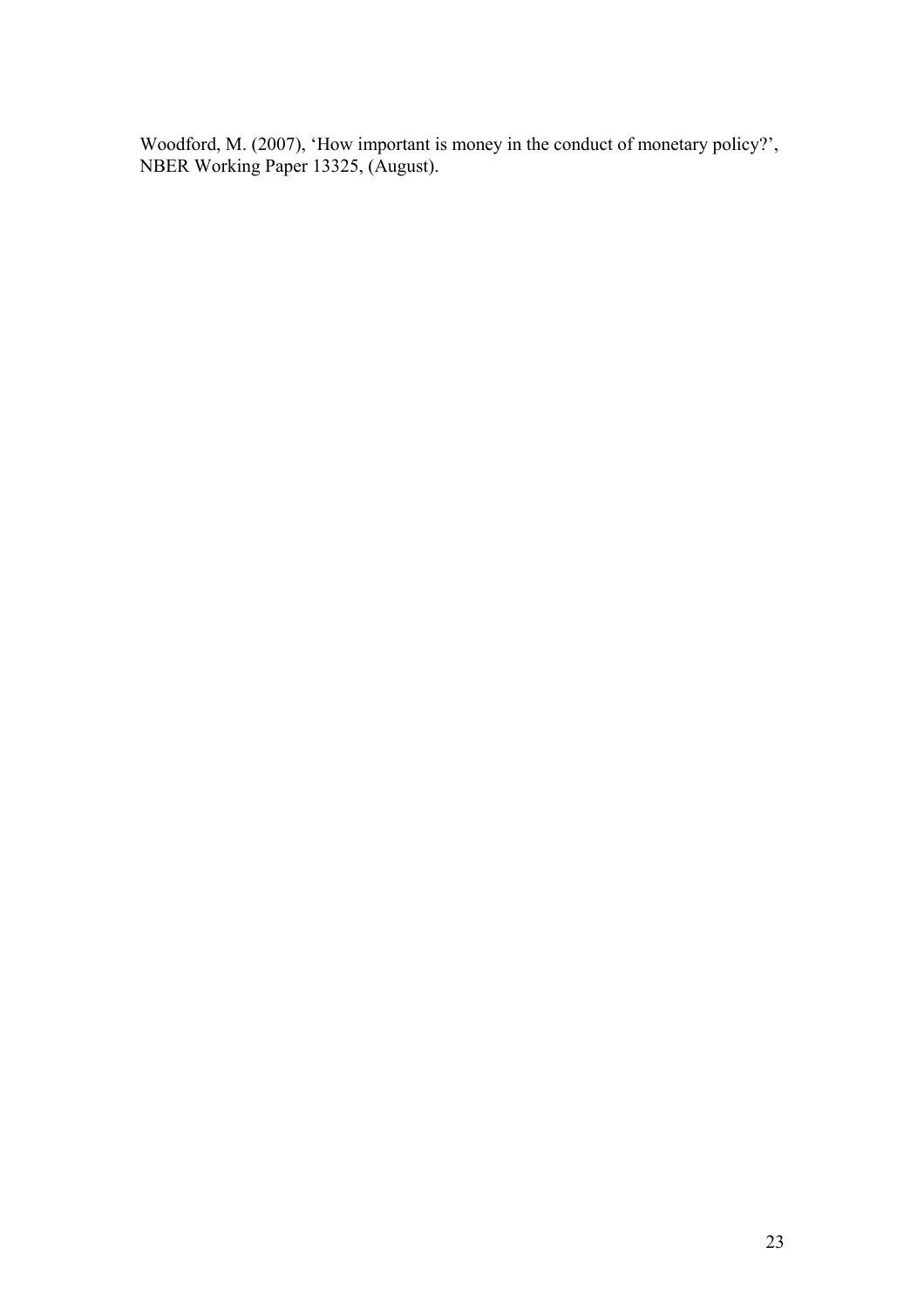Woodford, M. (2007), 'How important is money in the conduct of monetary policy?', NBER Working Paper 13325, (August).